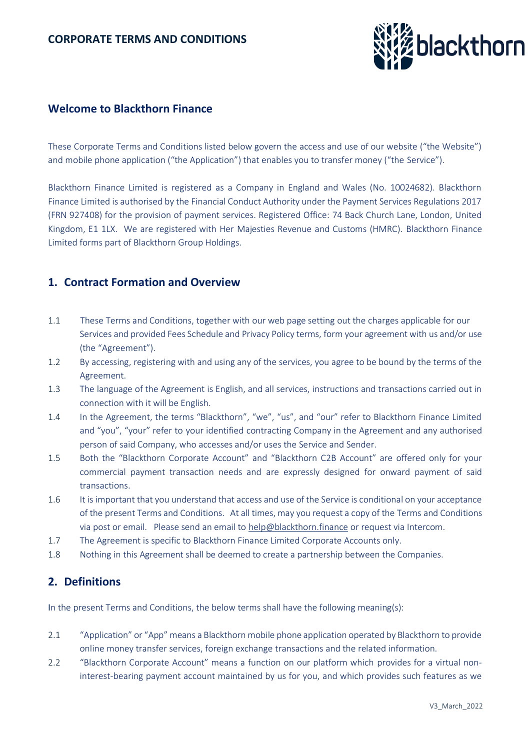# CORPORATE TERMS AND CONDITIONS

## Welcome to Blackthorn Finance

These Corporate Terms and Conditions listed below govern the access and use of our website ("the Website") and mobile phone application ("the Application") that enables you to transfer money ("the Service").

Blackthorn Finance Limited is registered as a Company in England and Wales (No. 10024682). Blackthorn Finance Limited is authorised by the Financial Conduct Authority under the Payment Services Regulations 2017 (FRN 927408) for the provision of payment services. Registered Office: 74 Back Church Lane, London, United Kingdom, E1 1LX. We are registered with Her Majesties Revenue and Customs (HMRC). Blackthorn Finance Limited forms part of Blackthorn Group Holdings.

## 1. Contract Formation and Overview

1.1 These Terms and Conditions, together with our web page setting out the charges applicable for our Services and provided Fees Schedule and Privacy Policy terms, form your agreement with us and/or use (the "Agreement").

1.2 By accessing, registering with and using any of the services, you agree to be bound by the terms of the Agreement.

1.3 The language of the Agreement is English, and all services, instructions and transactions carried out in connection with it will be English.

1.4 In the Agreement, the terms "Blackthorn", "we", "us", and "our" refer to Blackthorn Finance Limited and "you", "your" refer to your identified contracting Company in the Agreement and any authorised person of said Company, who accesses and/or uses the Service and Sender.

1.5 Both the "Blackthorn Corporate Account" and "Blackthorn C2B Account" are offered only for your commercial payment transaction needs and are expressly designed for onward payment of said transactions.

1.6 It is important that you understand that access and use of the Service is conditional on your acceptance of the present Terms and Conditions. At all times, may you request a copy of the Terms and Conditions via post or email. Please send an email to help@blackthorn.finance or request via Intercom.

1.7 The Agreement is specific to Blackthorn Finance Limited Corporate Accounts only.

1.8 Nothing in this Agreement shall be deemed to create a partnership between the Companies.

## 2. Definitions

In the present Terms and Conditions, the below terms shall have the following meaning(s):

2.1 "Application" or "App" means a Blackthorn mobile phone application operated by Blackthorn to provide online money transfer services, foreign exchange transactions and the related information.

2.2 "Blackthorn Corporate Account" means a function on our platform which provides for a virtual non-interest-bearing payment account maintained by us for you, and which provides such features as we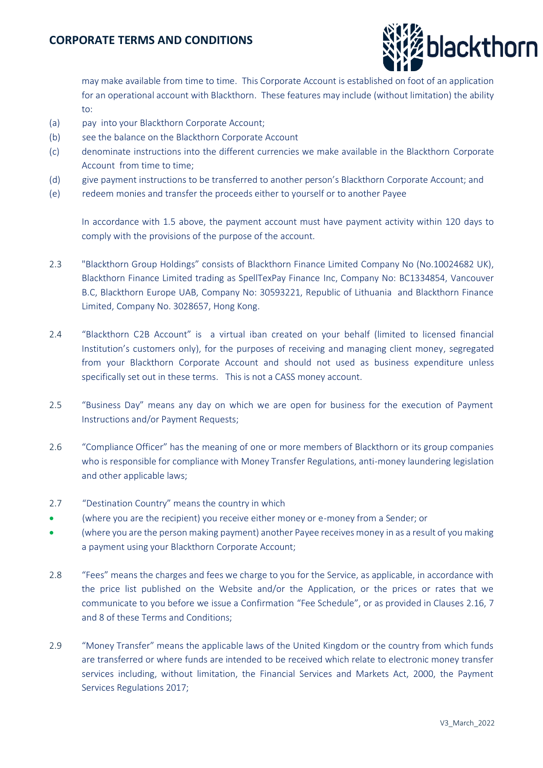may make available from time to time. This Corporate Account is established on foot of an application for an operational account with Blackthorn. These features may include (without limitation) the ability to:

(a) pay into your Blackthorn Corporate Account;

(b) see the balance on the Blackthorn Corporate Account

(c) denominate instructions into the different currencies we make available in the Blackthorn Corporate Account from time to time;

(d) give payment instructions to be transferred to another person's Blackthorn Corporate Account; and

(e) redeem monies and transfer the proceeds either to yourself or to another Payee

In accordance with 1.5 above, the payment account must have payment activity within 120 days to comply with the provisions of the purpose of the account.

2.3 "Blackthorn Group Holdings" consists of Blackthorn Finance Limited Company No (No.10024682 UK), Blackthorn Finance Limited trading as SpellTexPay Finance Inc, Company No: BC1334854, Vancouver B.C, Blackthorn Europe UAB, Company No: 30593221, Republic of Lithuania and Blackthorn Finance Limited, Company No. 3028657, Hong Kong.

2.4 "Blackthorn C2B Account" is a virtual iban created on your behalf (limited to licensed financial Institution's customers only), for the purposes of receiving and managing client money, segregated from your Blackthorn Corporate Account and should not used as business expenditure unless specifically set out in these terms. This is not a CASS money account.

2.5 "Business Day" means any day on which we are open for business for the execution of Payment Instructions and/or Payment Requests;

2.6 "Compliance Officer" has the meaning of one or more members of Blackthorn or its group companies who is responsible for compliance with Money Transfer Regulations, anti-money laundering legislation and other applicable laws;

2.7 "Destination Country" means the country in which

- (where you are the recipient) you receive either money or e-money from a Sender; or
- (where you are the person making payment) another Payee receives money in as a result of you making a payment using your Blackthorn Corporate Account;

2.8 "Fees" means the charges and fees we charge to you for the Service, as applicable, in accordance with the price list published on the Website and/or the Application, or the prices or rates that we communicate to you before we issue a Confirmation "Fee Schedule", or as provided in Clauses 2.16, 7 and 8 of these Terms and Conditions;

2.9 "Money Transfer" means the applicable laws of the United Kingdom or the country from which funds are transferred or where funds are intended to be received which relate to electronic money transfer services including, without limitation, the Financial Services and Markets Act, 2000, the Payment Services Regulations 2017;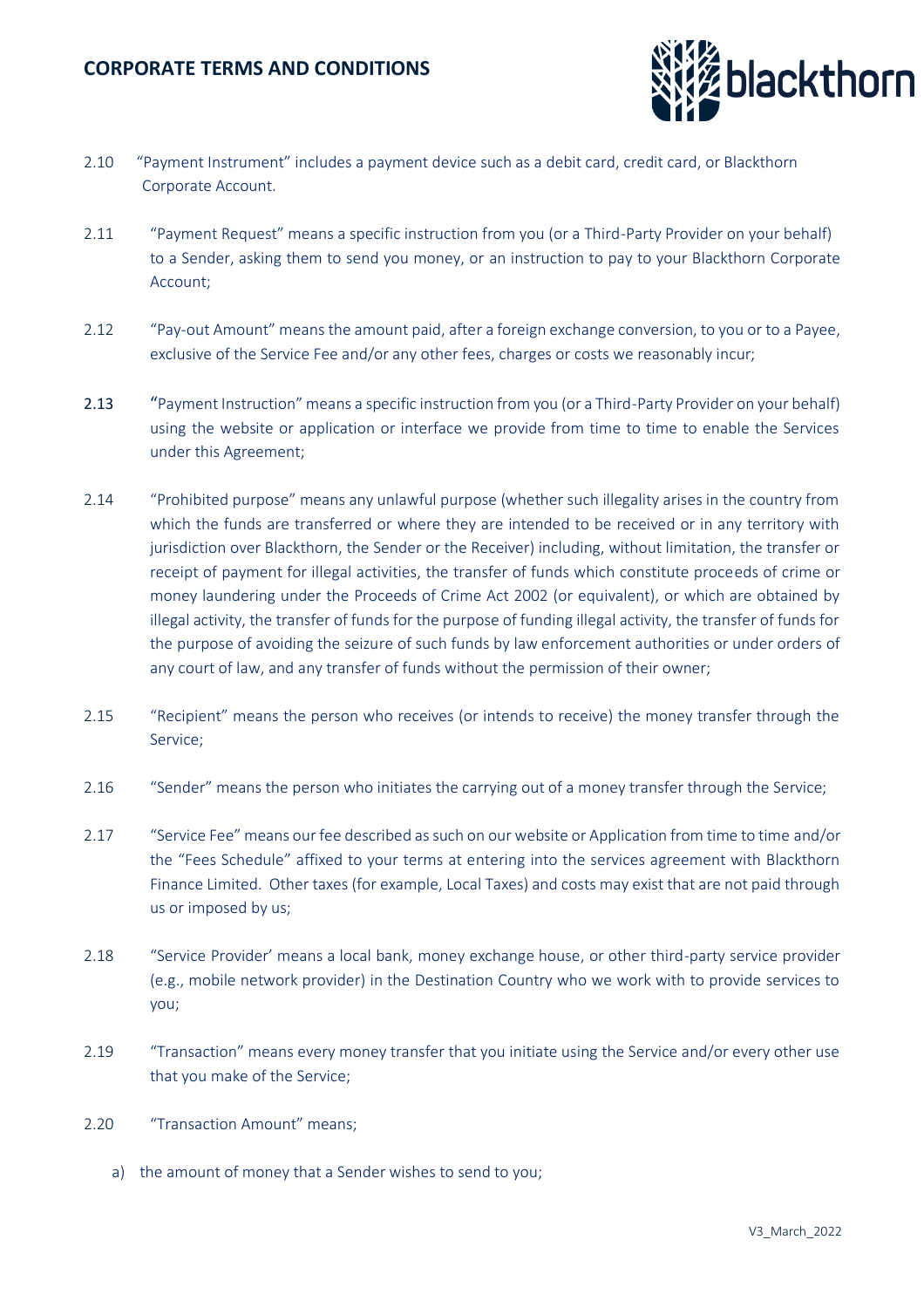2.10 "Payment Instrument" includes a payment device such as a debit card, credit card, or Blackthorn Corporate Account.

2.11 "Payment Request" means a specific instruction from you (or a Third-Party Provider on your behalf) to a Sender, asking them to send you money, or an instruction to pay to your Blackthorn Corporate Account;

2.12 "Pay-out Amount" means the amount paid, after a foreign exchange conversion, to you or to a Payee, exclusive of the Service Fee and/or any other fees, charges or costs we reasonably incur;

2.13 "Payment Instruction" means a specific instruction from you (or a Third-Party Provider on your behalf) using the website or application or interface we provide from time to time to enable the Services under this Agreement;

2.14 "Prohibited purpose" means any unlawful purpose (whether such illegality arises in the country from which the funds are transferred or where they are intended to be received or in any territory with jurisdiction over Blackthorn, the Sender or the Receiver) including, without limitation, the transfer or receipt of payment for illegal activities, the transfer of funds which constitute proceeds of crime or money laundering under the Proceeds of Crime Act 2002 (or equivalent), or which are obtained by illegal activity, the transfer of funds for the purpose of funding illegal activity, the transfer of funds for the purpose of avoiding the seizure of such funds by law enforcement authorities or under orders of any court of law, and any transfer of funds without the permission of their owner;

2.15 "Recipient" means the person who receives (or intends to receive) the money transfer through the Service;

2.16 "Sender" means the person who initiates the carrying out of a money transfer through the Service;

2.17 "Service Fee" means our fee described as such on our website or Application from time to time and/or the "Fees Schedule" affixed to your terms at entering into the services agreement with Blackthorn Finance Limited. Other taxes (for example, Local Taxes) and costs may exist that are not paid through us or imposed by us;

2.18 "Service Provider' means a local bank, money exchange house, or other third-party service provider (e.g., mobile network provider) in the Destination Country who we work with to provide services to you;

2.19 "Transaction" means every money transfer that you initiate using the Service and/or every other use that you make of the Service;

2.20 "Transaction Amount" means;

a) the amount of money that a Sender wishes to send to you;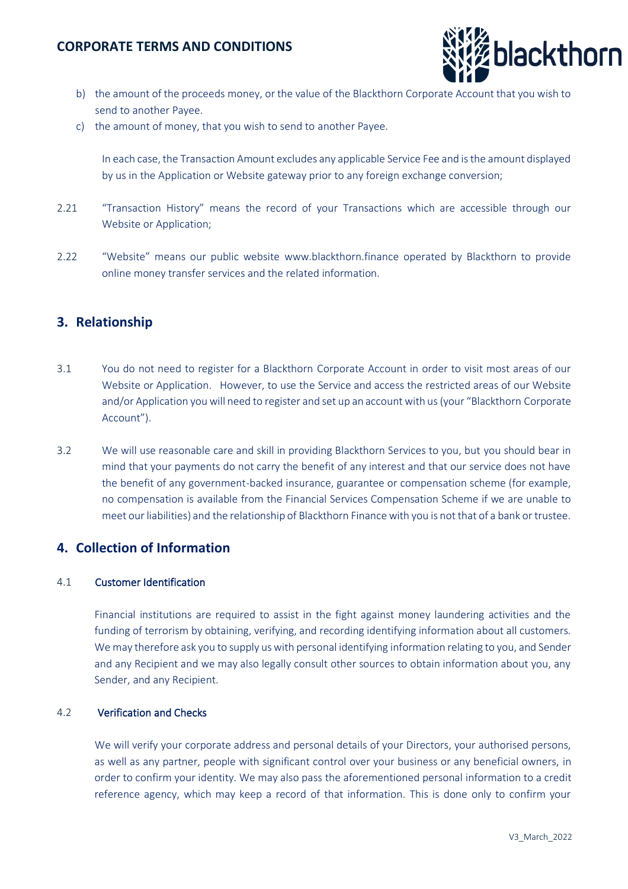b) the amount of the proceeds money, or the value of the Blackthorn Corporate Account that you wish to send to another Payee.

c) the amount of money, that you wish to send to another Payee.

In each case, the Transaction Amount excludes any applicable Service Fee and is the amount displayed by us in the Application or Website gateway prior to any foreign exchange conversion;

2.21 "Transaction History" means the record of your Transactions which are accessible through our Website or Application;

2.22 "Website" means our public website www.blackthorn.finance operated by Blackthorn to provide online money transfer services and the related information.

## 3. Relationship

3.1 You do not need to register for a Blackthorn Corporate Account in order to visit most areas of our Website or Application. However, to use the Service and access the restricted areas of our Website and/or Application you will need to register and set up an account with us (your "Blackthorn Corporate Account").

3.2 We will use reasonable care and skill in providing Blackthorn Services to you, but you should bear in mind that your payments do not carry the benefit of any interest and that our service does not have the benefit of any government-backed insurance, guarantee or compensation scheme (for example, no compensation is available from the Financial Services Compensation Scheme if we are unable to meet our liabilities) and the relationship of Blackthorn Finance with you is not that of a bank or trustee.

## 4. Collection of Information

### 4.1 Customer Identification

Financial institutions are required to assist in the fight against money laundering activities and the funding of terrorism by obtaining, verifying, and recording identifying information about all customers. We may therefore ask you to supply us with personal identifying information relating to you, and Sender and any Recipient and we may also legally consult other sources to obtain information about you, any Sender, and any Recipient.

### 4.2 Verification and Checks

We will verify your corporate address and personal details of your Directors, your authorised persons, as well as any partner, people with significant control over your business or any beneficial owners, in order to confirm your identity. We may also pass the aforementioned personal information to a credit reference agency, which may keep a record of that information. This is done only to confirm your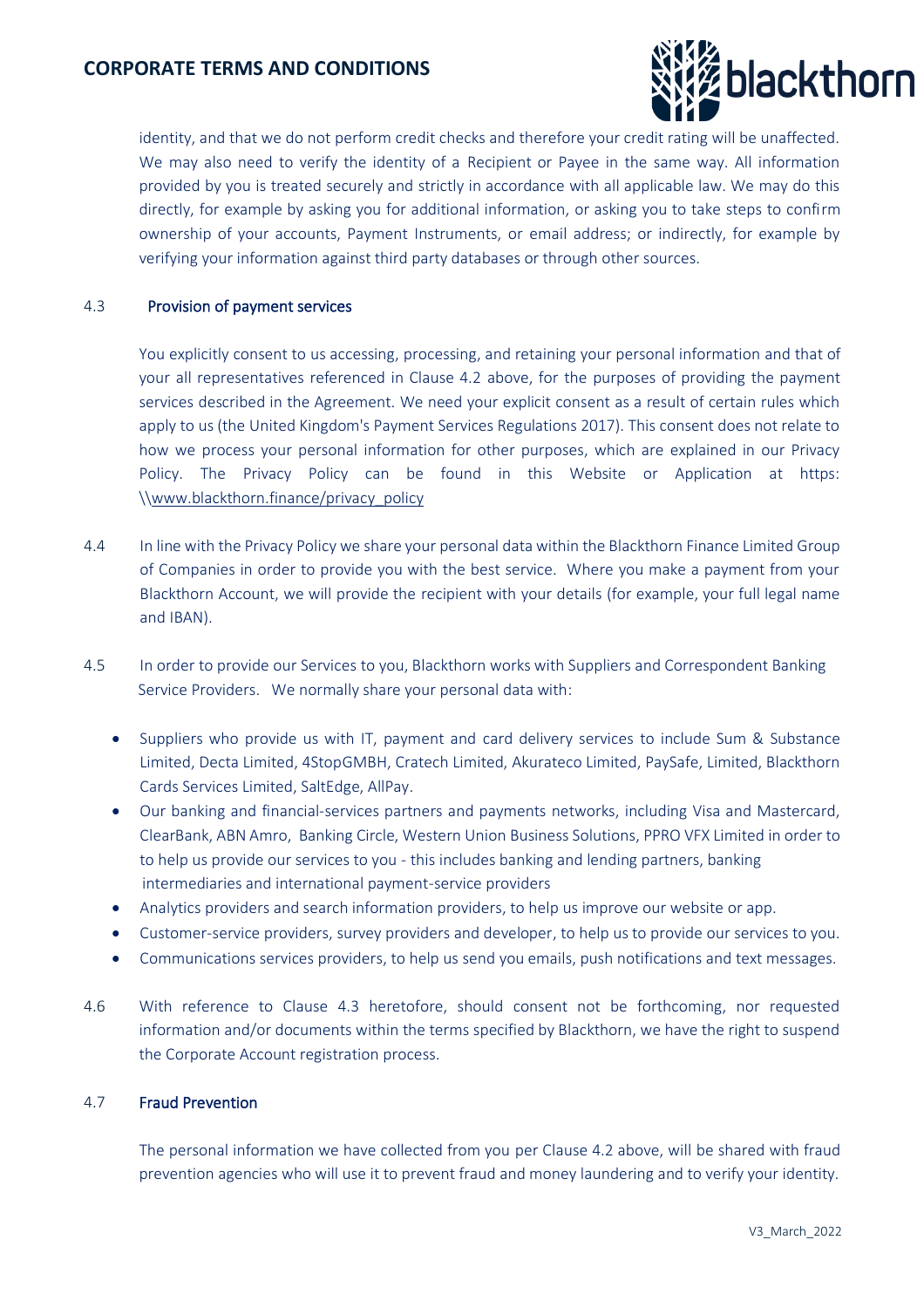identity, and that we do not perform credit checks and therefore your credit rating will be unaffected. We may also need to verify the identity of a Recipient or Payee in the same way. All information provided by you is treated securely and strictly in accordance with all applicable law. We may do this directly, for example by asking you for additional information, or asking you to take steps to confirm ownership of your accounts, Payment Instruments, or email address; or indirectly, for example by verifying your information against third party databases or through other sources.

4.3 **Provision of payment services**

You explicitly consent to us accessing, processing, and retaining your personal information and that of your all representatives referenced in Clause 4.2 above, for the purposes of providing the payment services described in the Agreement. We need your explicit consent as a result of certain rules which apply to us (the United Kingdom's Payment Services Regulations 2017). This consent does not relate to how we process your personal information for other purposes, which are explained in our Privacy Policy. The Privacy Policy can be found in this Website or Application at https: \\www.blackthorn.finance/privacy_policy

4.4 In line with the Privacy Policy we share your personal data within the Blackthorn Finance Limited Group of Companies in order to provide you with the best service. Where you make a payment from your Blackthorn Account, we will provide the recipient with your details (for example, your full legal name and IBAN).

4.5 In order to provide our Services to you, Blackthorn works with Suppliers and Correspondent Banking Service Providers. We normally share your personal data with:

- Suppliers who provide us with IT, payment and card delivery services to include Sum & Substance Limited, Decta Limited, 4StopGMBH, Cratech Limited, Akurateco Limited, PaySafe, Limited, Blackthorn Cards Services Limited, SaltEdge, AllPay.
- Our banking and financial-services partners and payments networks, including Visa and Mastercard, ClearBank, ABN Amro, Banking Circle, Western Union Business Solutions, PPRO VFX Limited in order to to help us provide our services to you - this includes banking and lending partners, banking intermediaries and international payment-service providers
- Analytics providers and search information providers, to help us improve our website or app.
- Customer-service providers, survey providers and developer, to help us to provide our services to you.
- Communications services providers, to help us send you emails, push notifications and text messages.

4.6 With reference to Clause 4.3 heretofore, should consent not be forthcoming, nor requested information and/or documents within the terms specified by Blackthorn, we have the right to suspend the Corporate Account registration process.

4.7 **Fraud Prevention**

The personal information we have collected from you per Clause 4.2 above, will be shared with fraud prevention agencies who will use it to prevent fraud and money laundering and to verify your identity.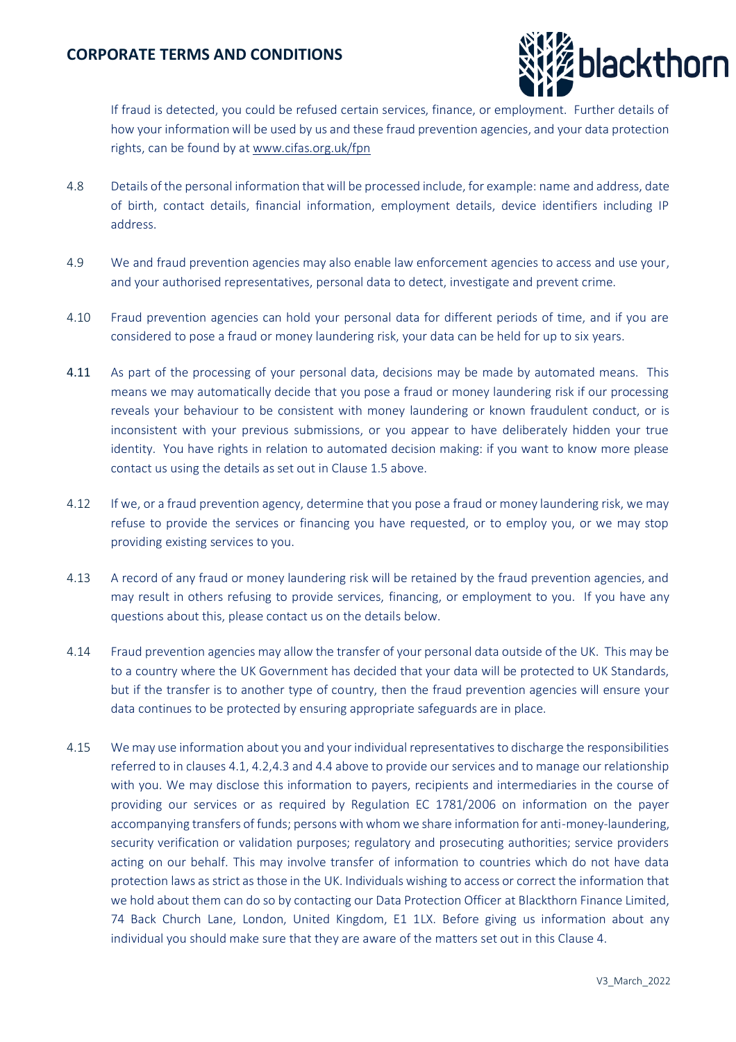If fraud is detected, you could be refused certain services, finance, or employment. Further details of how your information will be used by us and these fraud prevention agencies, and your data protection rights, can be found by at www.cifas.org.uk/fpn

4.8 Details of the personal information that will be processed include, for example: name and address, date of birth, contact details, financial information, employment details, device identifiers including IP address.

4.9 We and fraud prevention agencies may also enable law enforcement agencies to access and use your, and your authorised representatives, personal data to detect, investigate and prevent crime.

4.10 Fraud prevention agencies can hold your personal data for different periods of time, and if you are considered to pose a fraud or money laundering risk, your data can be held for up to six years.

4.11 As part of the processing of your personal data, decisions may be made by automated means. This means we may automatically decide that you pose a fraud or money laundering risk if our processing reveals your behaviour to be consistent with money laundering or known fraudulent conduct, or is inconsistent with your previous submissions, or you appear to have deliberately hidden your true identity. You have rights in relation to automated decision making: if you want to know more please contact us using the details as set out in Clause 1.5 above.

4.12 If we, or a fraud prevention agency, determine that you pose a fraud or money laundering risk, we may refuse to provide the services or financing you have requested, or to employ you, or we may stop providing existing services to you.

4.13 A record of any fraud or money laundering risk will be retained by the fraud prevention agencies, and may result in others refusing to provide services, financing, or employment to you. If you have any questions about this, please contact us on the details below.

4.14 Fraud prevention agencies may allow the transfer of your personal data outside of the UK. This may be to a country where the UK Government has decided that your data will be protected to UK Standards, but if the transfer is to another type of country, then the fraud prevention agencies will ensure your data continues to be protected by ensuring appropriate safeguards are in place.

4.15 We may use information about you and your individual representatives to discharge the responsibilities referred to in clauses 4.1, 4.2,4.3 and 4.4 above to provide our services and to manage our relationship with you. We may disclose this information to payers, recipients and intermediaries in the course of providing our services or as required by Regulation EC 1781/2006 on information on the payer accompanying transfers of funds; persons with whom we share information for anti-money-laundering, security verification or validation purposes; regulatory and prosecuting authorities; service providers acting on our behalf. This may involve transfer of information to countries which do not have data protection laws as strict as those in the UK. Individuals wishing to access or correct the information that we hold about them can do so by contacting our Data Protection Officer at Blackthorn Finance Limited, 74 Back Church Lane, London, United Kingdom, E1 1LX. Before giving us information about any individual you should make sure that they are aware of the matters set out in this Clause 4.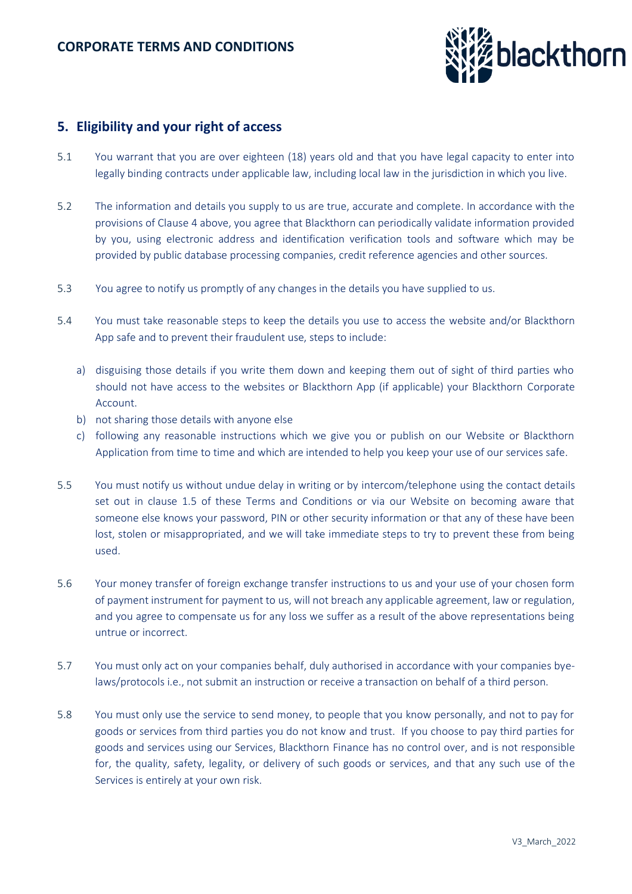## 5. Eligibility and your right of access

5.1 You warrant that you are over eighteen (18) years old and that you have legal capacity to enter into legally binding contracts under applicable law, including local law in the jurisdiction in which you live.

5.2 The information and details you supply to us are true, accurate and complete. In accordance with the provisions of Clause 4 above, you agree that Blackthorn can periodically validate information provided by you, using electronic address and identification verification tools and software which may be provided by public database processing companies, credit reference agencies and other sources.

5.3 You agree to notify us promptly of any changes in the details you have supplied to us.

5.4 You must take reasonable steps to keep the details you use to access the website and/or Blackthorn App safe and to prevent their fraudulent use, steps to include:

a) disguising those details if you write them down and keeping them out of sight of third parties who should not have access to the websites or Blackthorn App (if applicable) your Blackthorn Corporate Account.
b) not sharing those details with anyone else
c) following any reasonable instructions which we give you or publish on our Website or Blackthorn Application from time to time and which are intended to help you keep your use of our services safe.

5.5 You must notify us without undue delay in writing or by intercom/telephone using the contact details set out in clause 1.5 of these Terms and Conditions or via our Website on becoming aware that someone else knows your password, PIN or other security information or that any of these have been lost, stolen or misappropriated, and we will take immediate steps to try to prevent these from being used.

5.6 Your money transfer of foreign exchange transfer instructions to us and your use of your chosen form of payment instrument for payment to us, will not breach any applicable agreement, law or regulation, and you agree to compensate us for any loss we suffer as a result of the above representations being untrue or incorrect.

5.7 You must only act on your companies behalf, duly authorised in accordance with your companies bye-laws/protocols i.e., not submit an instruction or receive a transaction on behalf of a third person.

5.8 You must only use the service to send money, to people that you know personally, and not to pay for goods or services from third parties you do not know and trust. If you choose to pay third parties for goods and services using our Services, Blackthorn Finance has no control over, and is not responsible for, the quality, safety, legality, or delivery of such goods or services, and that any such use of the Services is entirely at your own risk.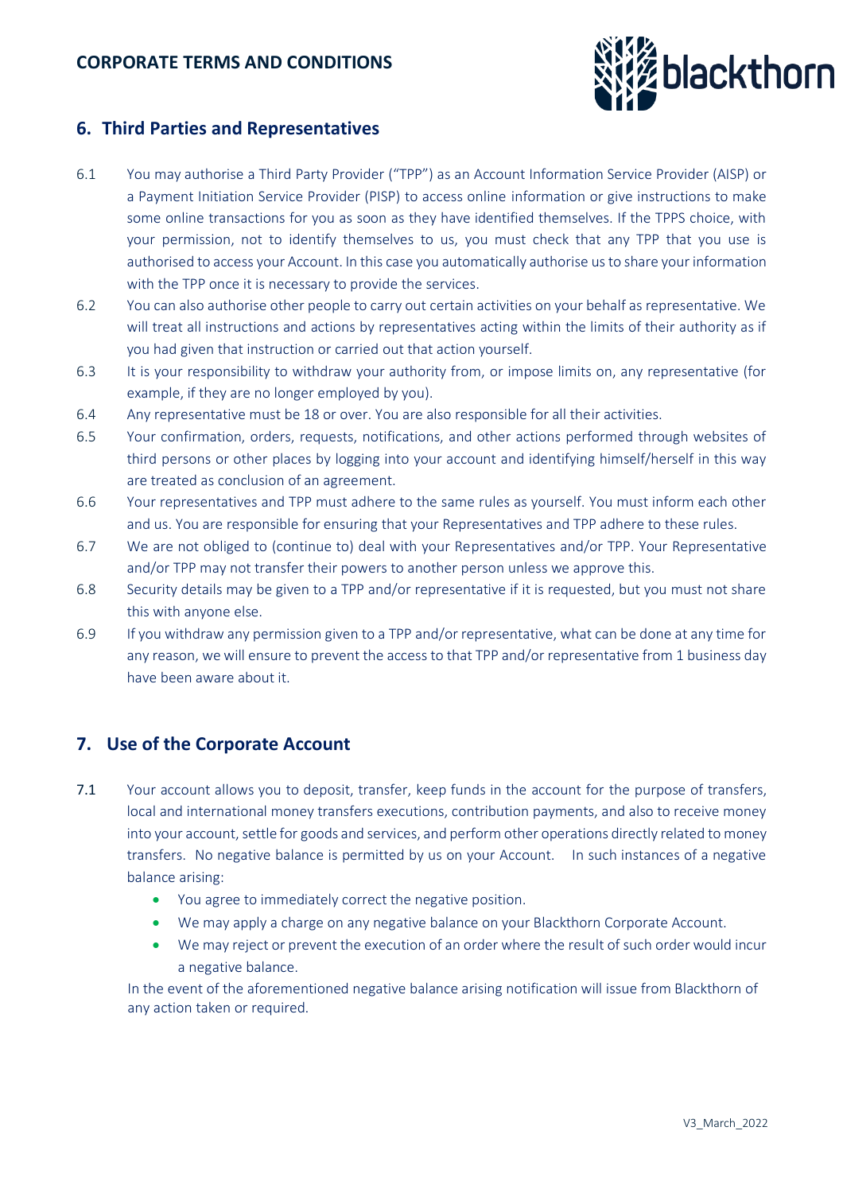## 6. Third Parties and Representatives

6.1 You may authorise a Third Party Provider ("TPP") as an Account Information Service Provider (AISP) or a Payment Initiation Service Provider (PISP) to access online information or give instructions to make some online transactions for you as soon as they have identified themselves. If the TPPS choice, with your permission, not to identify themselves to us, you must check that any TPP that you use is authorised to access your Account. In this case you automatically authorise us to share your information with the TPP once it is necessary to provide the services.

6.2 You can also authorise other people to carry out certain activities on your behalf as representative. We will treat all instructions and actions by representatives acting within the limits of their authority as if you had given that instruction or carried out that action yourself.

6.3 It is your responsibility to withdraw your authority from, or impose limits on, any representative (for example, if they are no longer employed by you).

6.4 Any representative must be 18 or over. You are also responsible for all their activities.

6.5 Your confirmation, orders, requests, notifications, and other actions performed through websites of third persons or other places by logging into your account and identifying himself/herself in this way are treated as conclusion of an agreement.

6.6 Your representatives and TPP must adhere to the same rules as yourself. You must inform each other and us. You are responsible for ensuring that your Representatives and TPP adhere to these rules.

6.7 We are not obliged to (continue to) deal with your Representatives and/or TPP. Your Representative and/or TPP may not transfer their powers to another person unless we approve this.

6.8 Security details may be given to a TPP and/or representative if it is requested, but you must not share this with anyone else.

6.9 If you withdraw any permission given to a TPP and/or representative, what can be done at any time for any reason, we will ensure to prevent the access to that TPP and/or representative from 1 business day have been aware about it.

## 7. Use of the Corporate Account

7.1 Your account allows you to deposit, transfer, keep funds in the account for the purpose of transfers, local and international money transfers executions, contribution payments, and also to receive money into your account, settle for goods and services, and perform other operations directly related to money transfers. No negative balance is permitted by us on your Account. In such instances of a negative balance arising:

- You agree to immediately correct the negative position.
- We may apply a charge on any negative balance on your Blackthorn Corporate Account.
- We may reject or prevent the execution of an order where the result of such order would incur a negative balance.

In the event of the aforementioned negative balance arising notification will issue from Blackthorn of any action taken or required.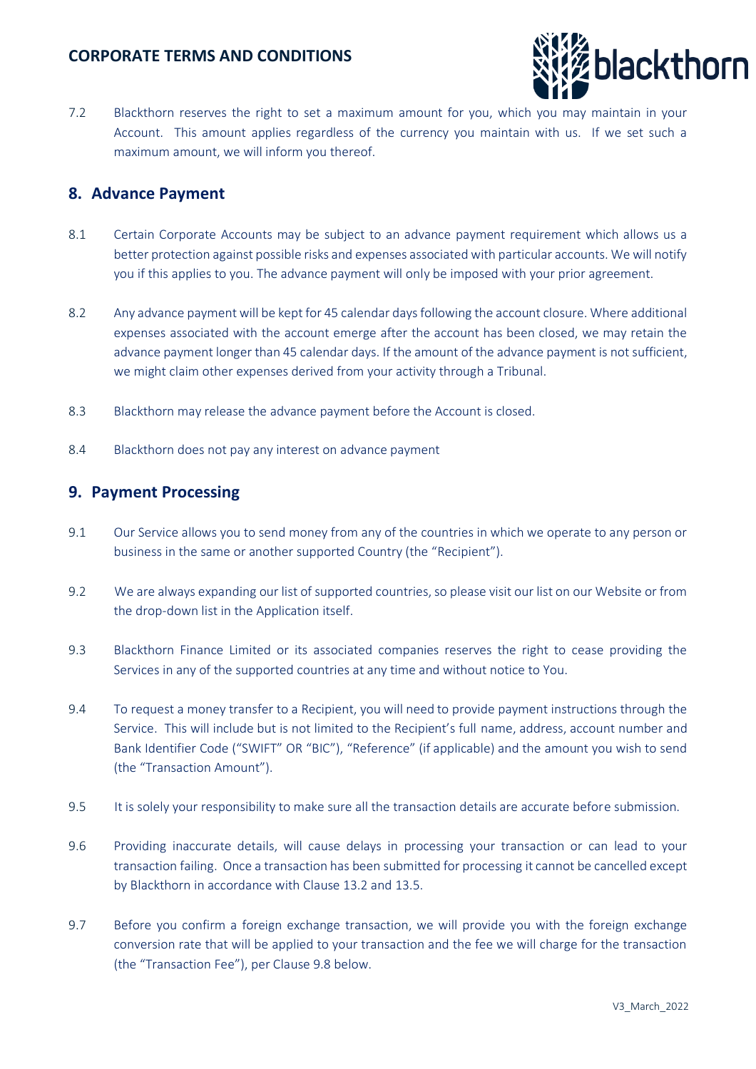7.2 Blackthorn reserves the right to set a maximum amount for you, which you may maintain in your Account. This amount applies regardless of the currency you maintain with us. If we set such a maximum amount, we will inform you thereof.

## 8. Advance Payment

8.1 Certain Corporate Accounts may be subject to an advance payment requirement which allows us a better protection against possible risks and expenses associated with particular accounts. We will notify you if this applies to you. The advance payment will only be imposed with your prior agreement.

8.2 Any advance payment will be kept for 45 calendar days following the account closure. Where additional expenses associated with the account emerge after the account has been closed, we may retain the advance payment longer than 45 calendar days. If the amount of the advance payment is not sufficient, we might claim other expenses derived from your activity through a Tribunal.

8.3 Blackthorn may release the advance payment before the Account is closed.

8.4 Blackthorn does not pay any interest on advance payment

## 9. Payment Processing

9.1 Our Service allows you to send money from any of the countries in which we operate to any person or business in the same or another supported Country (the "Recipient").

9.2 We are always expanding our list of supported countries, so please visit our list on our Website or from the drop-down list in the Application itself.

9.3 Blackthorn Finance Limited or its associated companies reserves the right to cease providing the Services in any of the supported countries at any time and without notice to You.

9.4 To request a money transfer to a Recipient, you will need to provide payment instructions through the Service. This will include but is not limited to the Recipient's full name, address, account number and Bank Identifier Code ("SWIFT" OR "BIC"), "Reference" (if applicable) and the amount you wish to send (the "Transaction Amount").

9.5 It is solely your responsibility to make sure all the transaction details are accurate before submission.

9.6 Providing inaccurate details, will cause delays in processing your transaction or can lead to your transaction failing. Once a transaction has been submitted for processing it cannot be cancelled except by Blackthorn in accordance with Clause 13.2 and 13.5.

9.7 Before you confirm a foreign exchange transaction, we will provide you with the foreign exchange conversion rate that will be applied to your transaction and the fee we will charge for the transaction (the "Transaction Fee"), per Clause 9.8 below.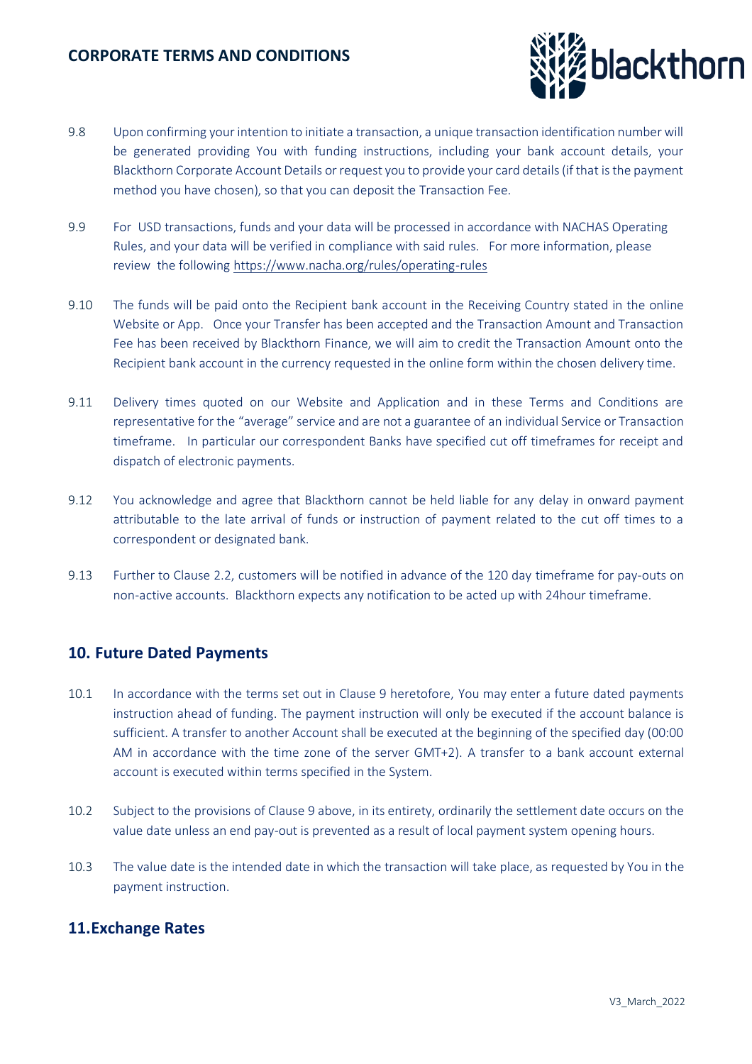9.8 Upon confirming your intention to initiate a transaction, a unique transaction identification number will be generated providing You with funding instructions, including your bank account details, your Blackthorn Corporate Account Details or request you to provide your card details (if that is the payment method you have chosen), so that you can deposit the Transaction Fee.

9.9 For USD transactions, funds and your data will be processed in accordance with NACHAS Operating Rules, and your data will be verified in compliance with said rules. For more information, please review the following https://www.nacha.org/rules/operating-rules

9.10 The funds will be paid onto the Recipient bank account in the Receiving Country stated in the online Website or App. Once your Transfer has been accepted and the Transaction Amount and Transaction Fee has been received by Blackthorn Finance, we will aim to credit the Transaction Amount onto the Recipient bank account in the currency requested in the online form within the chosen delivery time.

9.11 Delivery times quoted on our Website and Application and in these Terms and Conditions are representative for the "average" service and are not a guarantee of an individual Service or Transaction timeframe. In particular our correspondent Banks have specified cut off timeframes for receipt and dispatch of electronic payments.

9.12 You acknowledge and agree that Blackthorn cannot be held liable for any delay in onward payment attributable to the late arrival of funds or instruction of payment related to the cut off times to a correspondent or designated bank.

9.13 Further to Clause 2.2, customers will be notified in advance of the 120 day timeframe for pay-outs on non-active accounts. Blackthorn expects any notification to be acted up with 24hour timeframe.

## 10. Future Dated Payments

10.1 In accordance with the terms set out in Clause 9 heretofore, You may enter a future dated payments instruction ahead of funding. The payment instruction will only be executed if the account balance is sufficient. A transfer to another Account shall be executed at the beginning of the specified day (00:00 AM in accordance with the time zone of the server GMT+2). A transfer to a bank account external account is executed within terms specified in the System.

10.2 Subject to the provisions of Clause 9 above, in its entirety, ordinarily the settlement date occurs on the value date unless an end pay-out is prevented as a result of local payment system opening hours.

10.3 The value date is the intended date in which the transaction will take place, as requested by You in the payment instruction.

## 11. Exchange Rates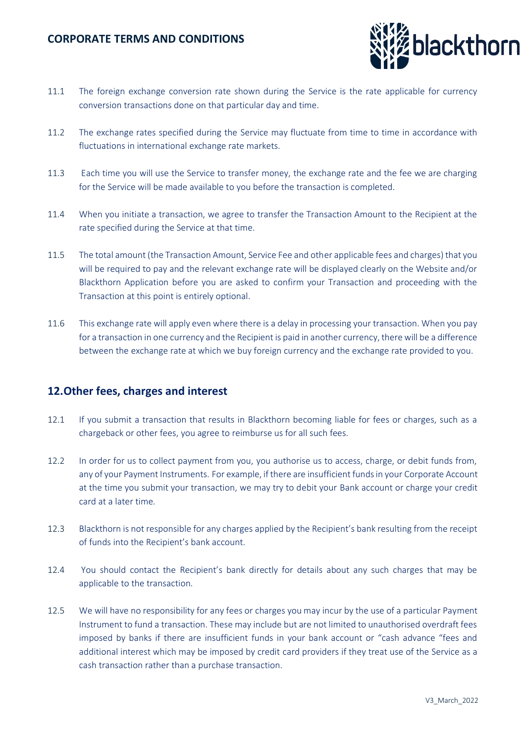11.1 The foreign exchange conversion rate shown during the Service is the rate applicable for currency conversion transactions done on that particular day and time.

11.2 The exchange rates specified during the Service may fluctuate from time to time in accordance with fluctuations in international exchange rate markets.

11.3 Each time you will use the Service to transfer money, the exchange rate and the fee we are charging for the Service will be made available to you before the transaction is completed.

11.4 When you initiate a transaction, we agree to transfer the Transaction Amount to the Recipient at the rate specified during the Service at that time.

11.5 The total amount (the Transaction Amount, Service Fee and other applicable fees and charges) that you will be required to pay and the relevant exchange rate will be displayed clearly on the Website and/or Blackthorn Application before you are asked to confirm your Transaction and proceeding with the Transaction at this point is entirely optional.

11.6 This exchange rate will apply even where there is a delay in processing your transaction. When you pay for a transaction in one currency and the Recipient is paid in another currency, there will be a difference between the exchange rate at which we buy foreign currency and the exchange rate provided to you.

## 12.Other fees, charges and interest

12.1 If you submit a transaction that results in Blackthorn becoming liable for fees or charges, such as a chargeback or other fees, you agree to reimburse us for all such fees.

12.2 In order for us to collect payment from you, you authorise us to access, charge, or debit funds from, any of your Payment Instruments. For example, if there are insufficient funds in your Corporate Account at the time you submit your transaction, we may try to debit your Bank account or charge your credit card at a later time.

12.3 Blackthorn is not responsible for any charges applied by the Recipient's bank resulting from the receipt of funds into the Recipient's bank account.

12.4 You should contact the Recipient's bank directly for details about any such charges that may be applicable to the transaction.

12.5 We will have no responsibility for any fees or charges you may incur by the use of a particular Payment Instrument to fund a transaction. These may include but are not limited to unauthorised overdraft fees imposed by banks if there are insufficient funds in your bank account or "cash advance "fees and additional interest which may be imposed by credit card providers if they treat use of the Service as a cash transaction rather than a purchase transaction.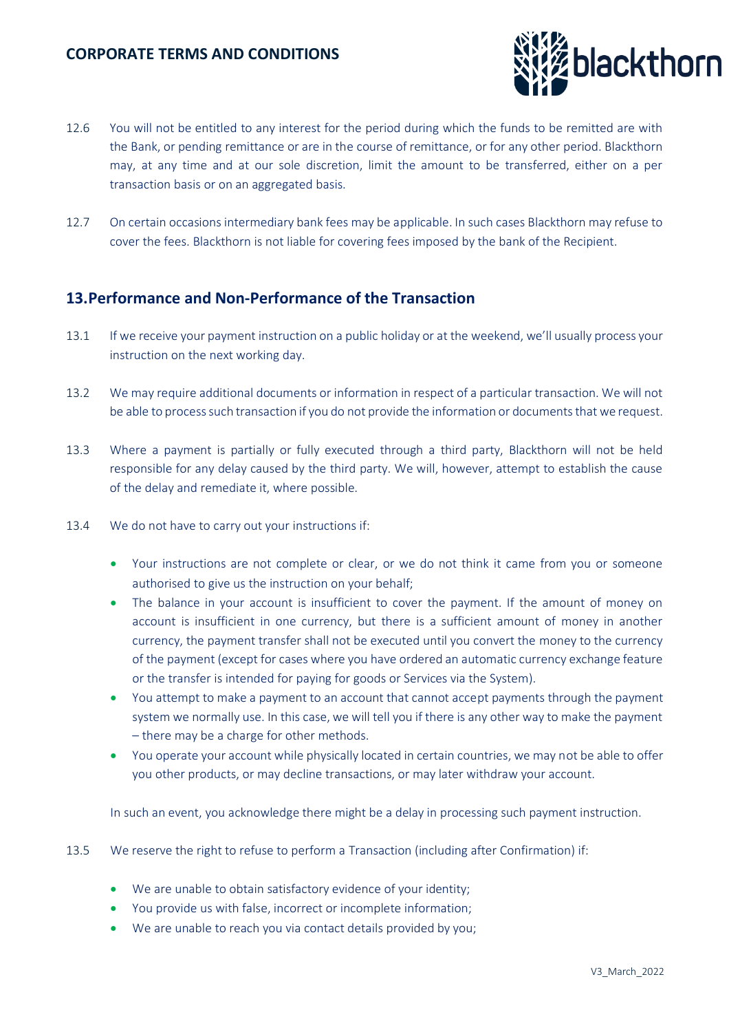12.6 You will not be entitled to any interest for the period during which the funds to be remitted are with the Bank, or pending remittance or are in the course of remittance, or for any other period. Blackthorn may, at any time and at our sole discretion, limit the amount to be transferred, either on a per transaction basis or on an aggregated basis.

12.7 On certain occasions intermediary bank fees may be applicable. In such cases Blackthorn may refuse to cover the fees. Blackthorn is not liable for covering fees imposed by the bank of the Recipient.

## 13. Performance and Non-Performance of the Transaction

13.1 If we receive your payment instruction on a public holiday or at the weekend, we'll usually process your instruction on the next working day.

13.2 We may require additional documents or information in respect of a particular transaction. We will not be able to process such transaction if you do not provide the information or documents that we request.

13.3 Where a payment is partially or fully executed through a third party, Blackthorn will not be held responsible for any delay caused by the third party. We will, however, attempt to establish the cause of the delay and remediate it, where possible.

13.4 We do not have to carry out your instructions if:

- Your instructions are not complete or clear, or we do not think it came from you or someone authorised to give us the instruction on your behalf;
- The balance in your account is insufficient to cover the payment. If the amount of money on account is insufficient in one currency, but there is a sufficient amount of money in another currency, the payment transfer shall not be executed until you convert the money to the currency of the payment (except for cases where you have ordered an automatic currency exchange feature or the transfer is intended for paying for goods or Services via the System).
- You attempt to make a payment to an account that cannot accept payments through the payment system we normally use. In this case, we will tell you if there is any other way to make the payment – there may be a charge for other methods.
- You operate your account while physically located in certain countries, we may not be able to offer you other products, or may decline transactions, or may later withdraw your account.

In such an event, you acknowledge there might be a delay in processing such payment instruction.

13.5 We reserve the right to refuse to perform a Transaction (including after Confirmation) if:

- We are unable to obtain satisfactory evidence of your identity;
- You provide us with false, incorrect or incomplete information;
- We are unable to reach you via contact details provided by you;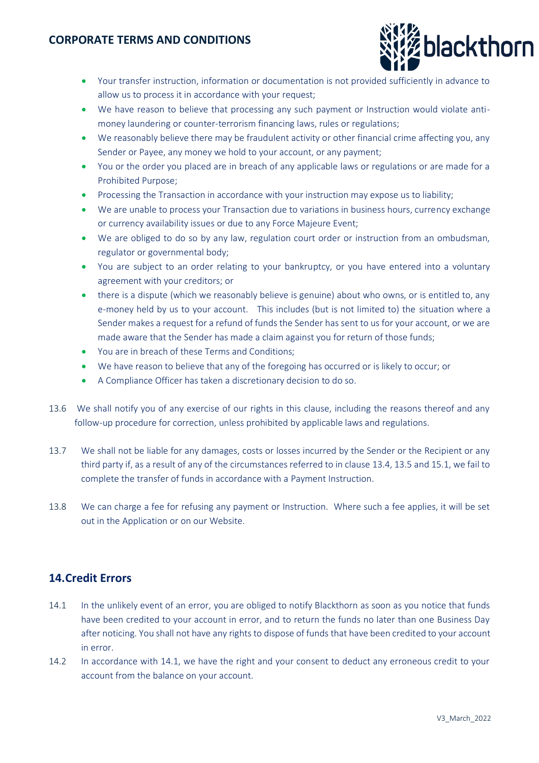- Your transfer instruction, information or documentation is not provided sufficiently in advance to allow us to process it in accordance with your request;
- We have reason to believe that processing any such payment or Instruction would violate anti-money laundering or counter-terrorism financing laws, rules or regulations;
- We reasonably believe there may be fraudulent activity or other financial crime affecting you, any Sender or Payee, any money we hold to your account, or any payment;
- You or the order you placed are in breach of any applicable laws or regulations or are made for a Prohibited Purpose;
- Processing the Transaction in accordance with your instruction may expose us to liability;
- We are unable to process your Transaction due to variations in business hours, currency exchange or currency availability issues or due to any Force Majeure Event;
- We are obliged to do so by any law, regulation court order or instruction from an ombudsman, regulator or governmental body;
- You are subject to an order relating to your bankruptcy, or you have entered into a voluntary agreement with your creditors; or
- there is a dispute (which we reasonably believe is genuine) about who owns, or is entitled to, any e-money held by us to your account. This includes (but is not limited to) the situation where a Sender makes a request for a refund of funds the Sender has sent to us for your account, or we are made aware that the Sender has made a claim against you for return of those funds;
- You are in breach of these Terms and Conditions;
- We have reason to believe that any of the foregoing has occurred or is likely to occur; or
- A Compliance Officer has taken a discretionary decision to do so.

13.6 We shall notify you of any exercise of our rights in this clause, including the reasons thereof and any follow-up procedure for correction, unless prohibited by applicable laws and regulations.

13.7 We shall not be liable for any damages, costs or losses incurred by the Sender or the Recipient or any third party if, as a result of any of the circumstances referred to in clause 13.4, 13.5 and 15.1, we fail to complete the transfer of funds in accordance with a Payment Instruction.

13.8 We can charge a fee for refusing any payment or Instruction. Where such a fee applies, it will be set out in the Application or on our Website.

## 14. Credit Errors

14.1 In the unlikely event of an error, you are obliged to notify Blackthorn as soon as you notice that funds have been credited to your account in error, and to return the funds no later than one Business Day after noticing. You shall not have any rights to dispose of funds that have been credited to your account in error.

14.2 In accordance with 14.1, we have the right and your consent to deduct any erroneous credit to your account from the balance on your account.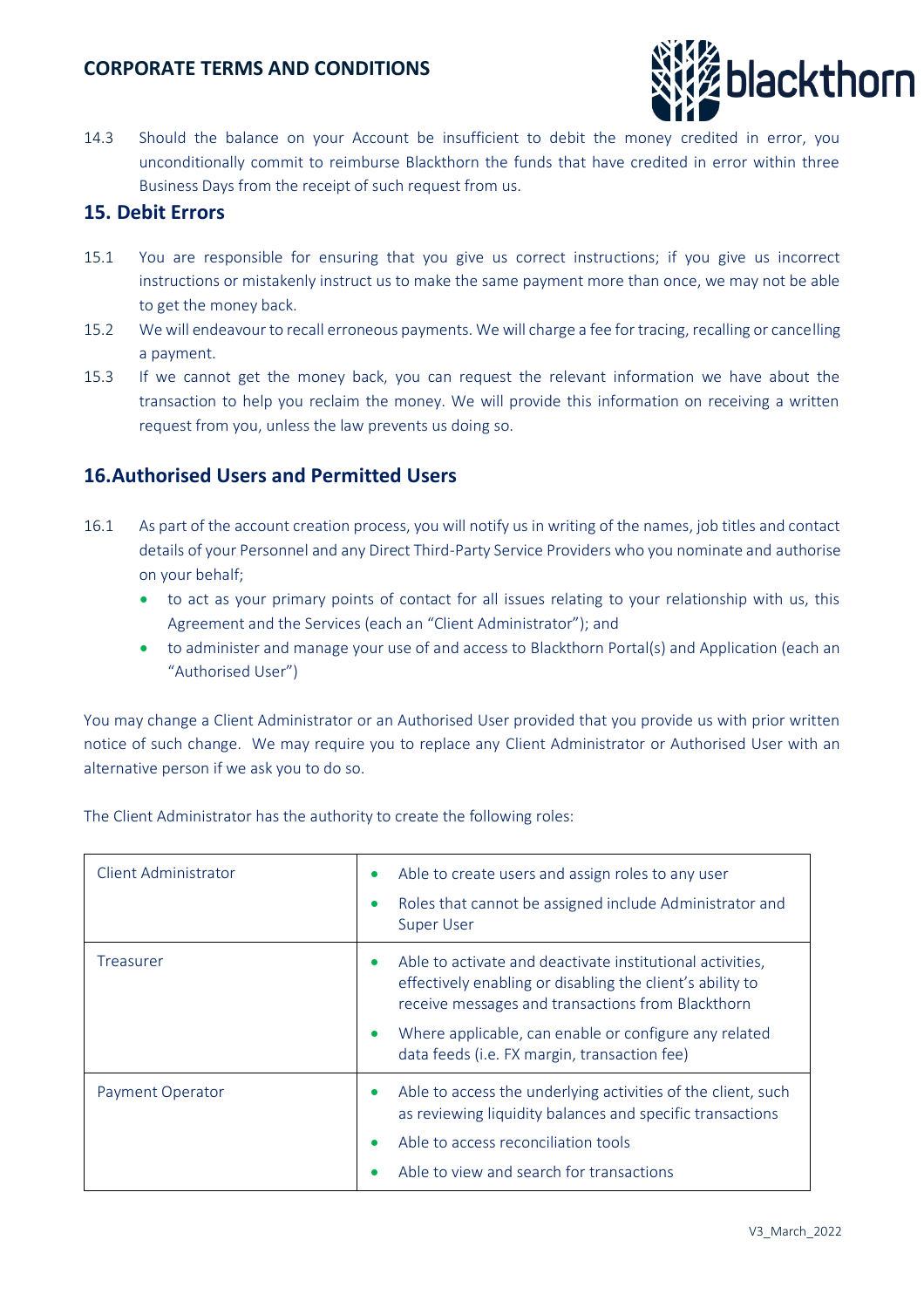14.3 Should the balance on your Account be insufficient to debit the money credited in error, you unconditionally commit to reimburse Blackthorn the funds that have credited in error within three Business Days from the receipt of such request from us.

## 15. Debit Errors

15.1 You are responsible for ensuring that you give us correct instructions; if you give us incorrect instructions or mistakenly instruct us to make the same payment more than once, we may not be able to get the money back.

15.2 We will endeavour to recall erroneous payments. We will charge a fee for tracing, recalling or cancelling a payment.

15.3 If we cannot get the money back, you can request the relevant information we have about the transaction to help you reclaim the money. We will provide this information on receiving a written request from you, unless the law prevents us doing so.

## 16.Authorised Users and Permitted Users

16.1 As part of the account creation process, you will notify us in writing of the names, job titles and contact details of your Personnel and any Direct Third-Party Service Providers who you nominate and authorise on your behalf;

- to act as your primary points of contact for all issues relating to your relationship with us, this Agreement and the Services (each an "Client Administrator"); and
- to administer and manage your use of and access to Blackthorn Portal(s) and Application (each an "Authorised User")

You may change a Client Administrator or an Authorised User provided that you provide us with prior written notice of such change. We may require you to replace any Client Administrator or Authorised User with an alternative person if we ask you to do so.

The Client Administrator has the authority to create the following roles:

| | |
|---|---|
| Client Administrator | • Able to create users and assign roles to any user<br>• Roles that cannot be assigned include Administrator and Super User |
| Treasurer | • Able to activate and deactivate institutional activities, effectively enabling or disabling the client's ability to receive messages and transactions from Blackthorn<br>• Where applicable, can enable or configure any related data feeds (i.e. FX margin, transaction fee) |
| Payment Operator | • Able to access the underlying activities of the client, such as reviewing liquidity balances and specific transactions<br>• Able to access reconciliation tools<br>• Able to view and search for transactions |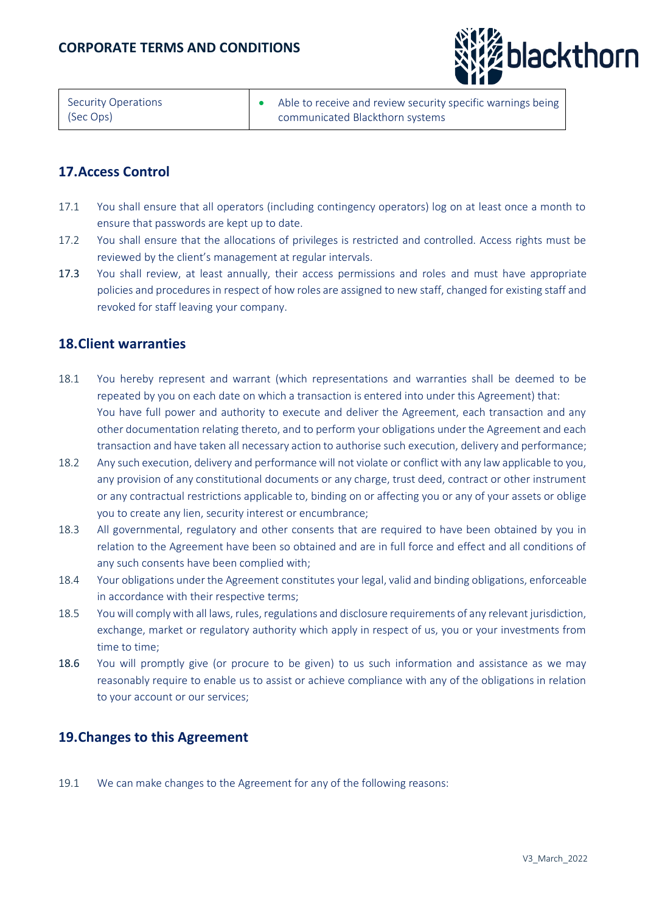| Security Operations (Sec Ops) | • Able to receive and review security specific warnings being communicated Blackthorn systems |
|---|---|

## 17.Access Control

17.1 You shall ensure that all operators (including contingency operators) log on at least once a month to ensure that passwords are kept up to date.

17.2 You shall ensure that the allocations of privileges is restricted and controlled. Access rights must be reviewed by the client's management at regular intervals.

17.3 You shall review, at least annually, their access permissions and roles and must have appropriate policies and procedures in respect of how roles are assigned to new staff, changed for existing staff and revoked for staff leaving your company.

## 18.Client warranties

18.1 You hereby represent and warrant (which representations and warranties shall be deemed to be repeated by you on each date on which a transaction is entered into under this Agreement) that: You have full power and authority to execute and deliver the Agreement, each transaction and any other documentation relating thereto, and to perform your obligations under the Agreement and each transaction and have taken all necessary action to authorise such execution, delivery and performance;

18.2 Any such execution, delivery and performance will not violate or conflict with any law applicable to you, any provision of any constitutional documents or any charge, trust deed, contract or other instrument or any contractual restrictions applicable to, binding on or affecting you or any of your assets or oblige you to create any lien, security interest or encumbrance;

18.3 All governmental, regulatory and other consents that are required to have been obtained by you in relation to the Agreement have been so obtained and are in full force and effect and all conditions of any such consents have been complied with;

18.4 Your obligations under the Agreement constitutes your legal, valid and binding obligations, enforceable in accordance with their respective terms;

18.5 You will comply with all laws, rules, regulations and disclosure requirements of any relevant jurisdiction, exchange, market or regulatory authority which apply in respect of us, you or your investments from time to time;

18.6 You will promptly give (or procure to be given) to us such information and assistance as we may reasonably require to enable us to assist or achieve compliance with any of the obligations in relation to your account or our services;

## 19.Changes to this Agreement

19.1 We can make changes to the Agreement for any of the following reasons: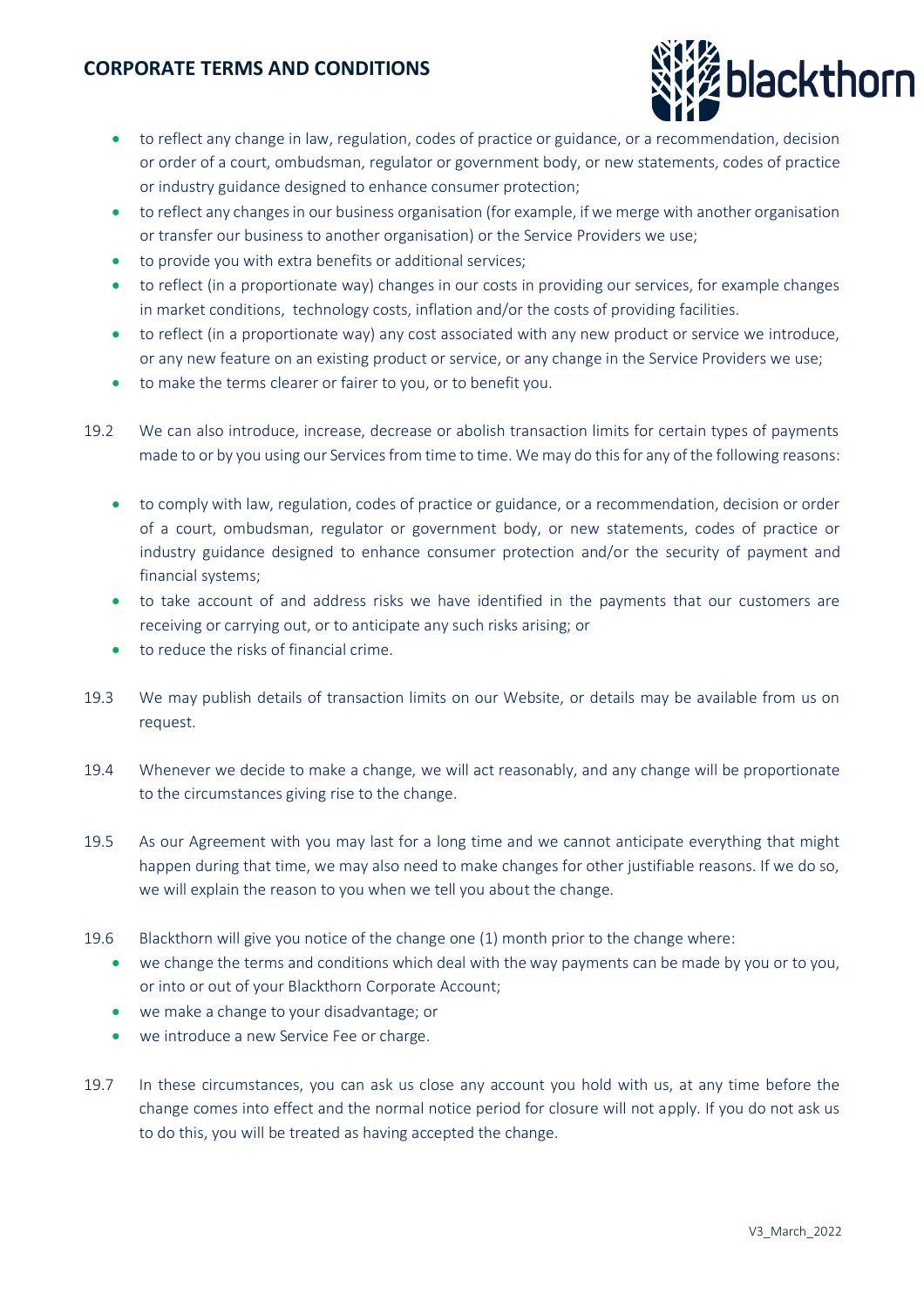- to reflect any change in law, regulation, codes of practice or guidance, or a recommendation, decision or order of a court, ombudsman, regulator or government body, or new statements, codes of practice or industry guidance designed to enhance consumer protection;
- to reflect any changes in our business organisation (for example, if we merge with another organisation or transfer our business to another organisation) or the Service Providers we use;
- to provide you with extra benefits or additional services;
- to reflect (in a proportionate way) changes in our costs in providing our services, for example changes in market conditions, technology costs, inflation and/or the costs of providing facilities.
- to reflect (in a proportionate way) any cost associated with any new product or service we introduce, or any new feature on an existing product or service, or any change in the Service Providers we use;
- to make the terms clearer or fairer to you, or to benefit you.

19.2 We can also introduce, increase, decrease or abolish transaction limits for certain types of payments made to or by you using our Services from time to time. We may do this for any of the following reasons:

- to comply with law, regulation, codes of practice or guidance, or a recommendation, decision or order of a court, ombudsman, regulator or government body, or new statements, codes of practice or industry guidance designed to enhance consumer protection and/or the security of payment and financial systems;
- to take account of and address risks we have identified in the payments that our customers are receiving or carrying out, or to anticipate any such risks arising; or
- to reduce the risks of financial crime.

19.3 We may publish details of transaction limits on our Website, or details may be available from us on request.

19.4 Whenever we decide to make a change, we will act reasonably, and any change will be proportionate to the circumstances giving rise to the change.

19.5 As our Agreement with you may last for a long time and we cannot anticipate everything that might happen during that time, we may also need to make changes for other justifiable reasons. If we do so, we will explain the reason to you when we tell you about the change.

19.6 Blackthorn will give you notice of the change one (1) month prior to the change where:

- we change the terms and conditions which deal with the way payments can be made by you or to you, or into or out of your Blackthorn Corporate Account;
- we make a change to your disadvantage; or
- we introduce a new Service Fee or charge.

19.7 In these circumstances, you can ask us close any account you hold with us, at any time before the change comes into effect and the normal notice period for closure will not apply. If you do not ask us to do this, you will be treated as having accepted the change.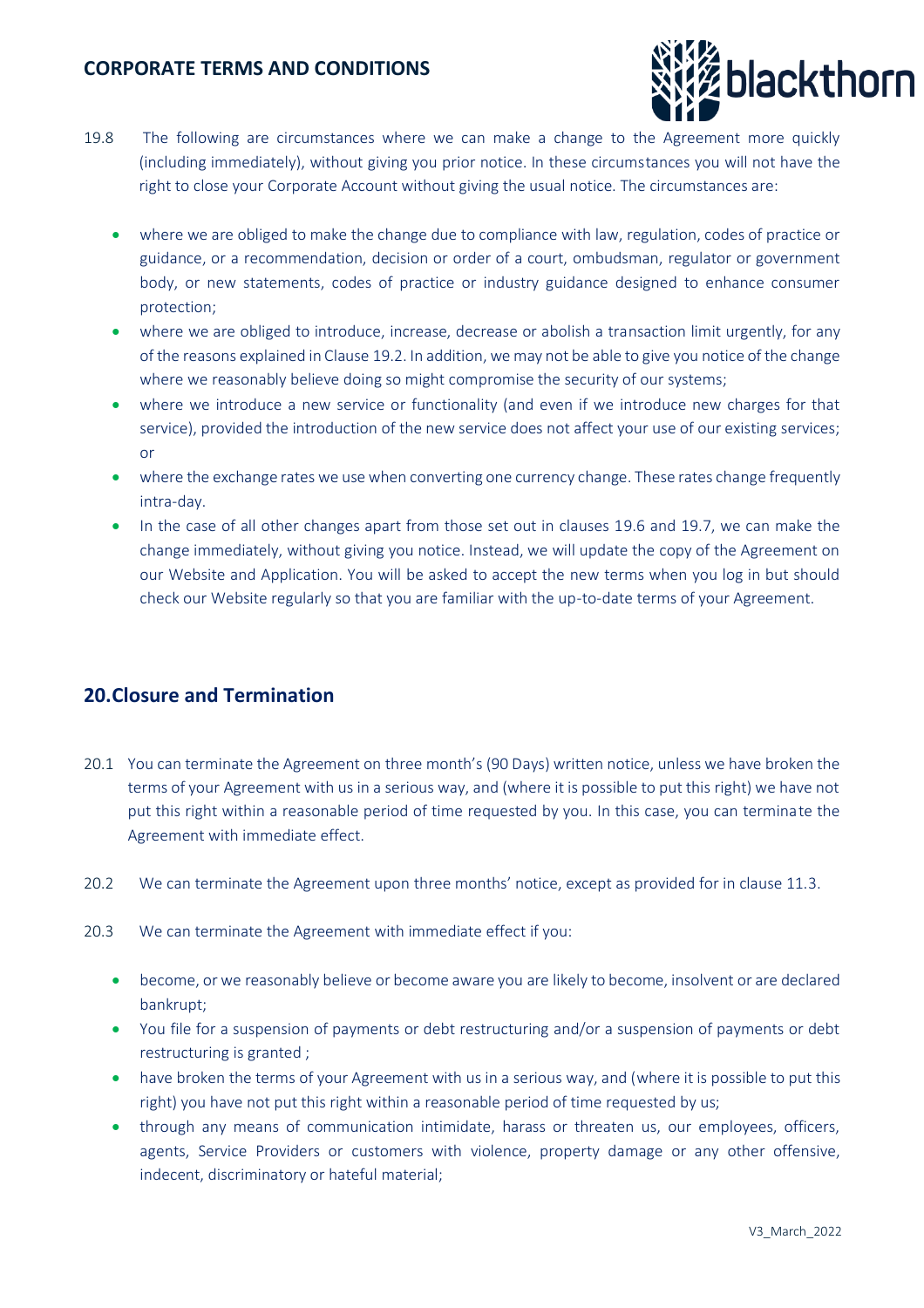19.8 The following are circumstances where we can make a change to the Agreement more quickly (including immediately), without giving you prior notice. In these circumstances you will not have the right to close your Corporate Account without giving the usual notice. The circumstances are:

- where we are obliged to make the change due to compliance with law, regulation, codes of practice or guidance, or a recommendation, decision or order of a court, ombudsman, regulator or government body, or new statements, codes of practice or industry guidance designed to enhance consumer protection;
- where we are obliged to introduce, increase, decrease or abolish a transaction limit urgently, for any of the reasons explained in Clause 19.2. In addition, we may not be able to give you notice of the change where we reasonably believe doing so might compromise the security of our systems;
- where we introduce a new service or functionality (and even if we introduce new charges for that service), provided the introduction of the new service does not affect your use of our existing services; or
- where the exchange rates we use when converting one currency change. These rates change frequently intra-day.
- In the case of all other changes apart from those set out in clauses 19.6 and 19.7, we can make the change immediately, without giving you notice. Instead, we will update the copy of the Agreement on our Website and Application. You will be asked to accept the new terms when you log in but should check our Website regularly so that you are familiar with the up-to-date terms of your Agreement.

## 20.Closure and Termination

20.1 You can terminate the Agreement on three month's (90 Days) written notice, unless we have broken the terms of your Agreement with us in a serious way, and (where it is possible to put this right) we have not put this right within a reasonable period of time requested by you. In this case, you can terminate the Agreement with immediate effect.

20.2 We can terminate the Agreement upon three months' notice, except as provided for in clause 11.3.

20.3 We can terminate the Agreement with immediate effect if you:

- become, or we reasonably believe or become aware you are likely to become, insolvent or are declared bankrupt;
- You file for a suspension of payments or debt restructuring and/or a suspension of payments or debt restructuring is granted ;
- have broken the terms of your Agreement with us in a serious way, and (where it is possible to put this right) you have not put this right within a reasonable period of time requested by us;
- through any means of communication intimidate, harass or threaten us, our employees, officers, agents, Service Providers or customers with violence, property damage or any other offensive, indecent, discriminatory or hateful material;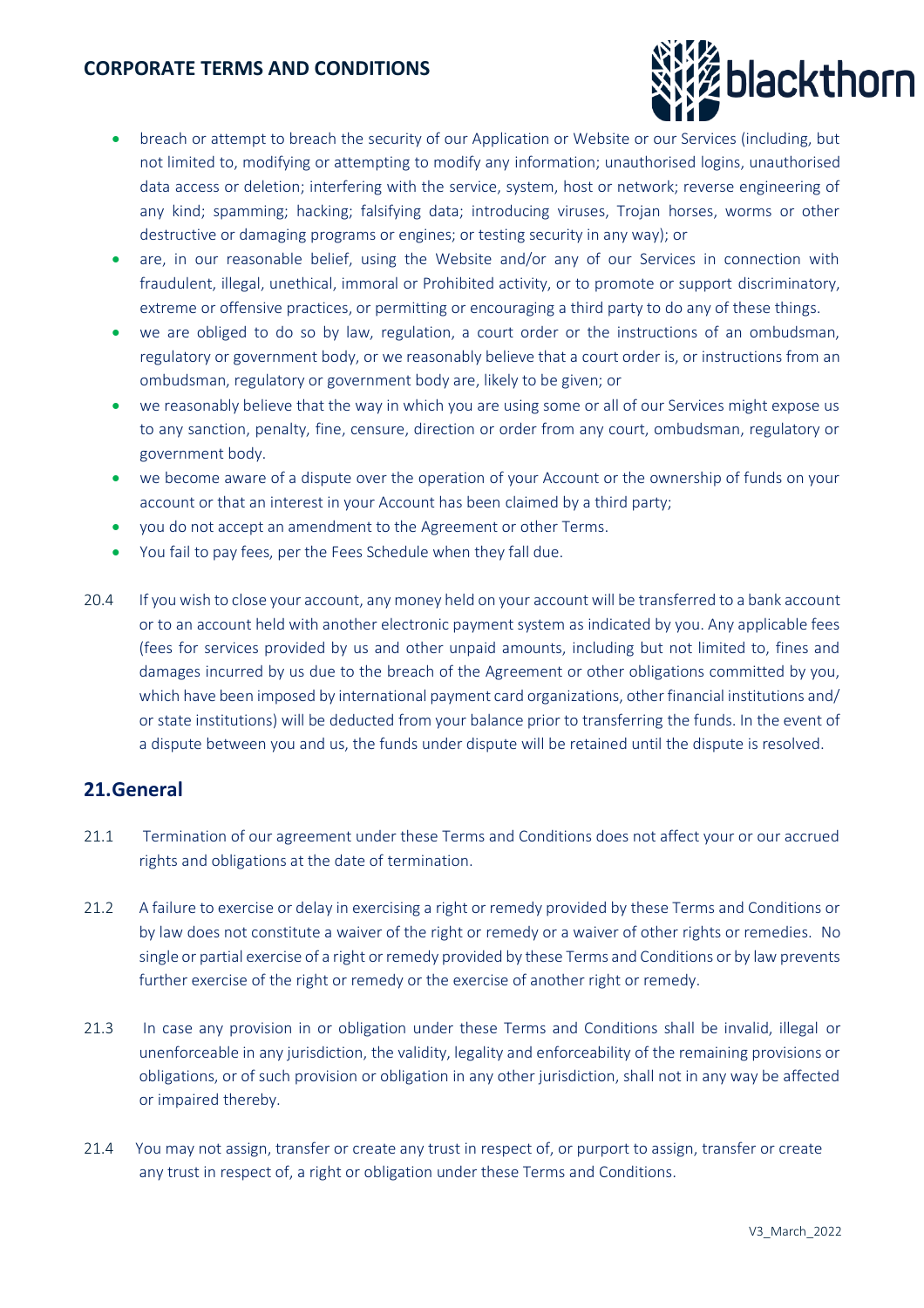- breach or attempt to breach the security of our Application or Website or our Services (including, but not limited to, modifying or attempting to modify any information; unauthorised logins, unauthorised data access or deletion; interfering with the service, system, host or network; reverse engineering of any kind; spamming; hacking; falsifying data; introducing viruses, Trojan horses, worms or other destructive or damaging programs or engines; or testing security in any way); or
- are, in our reasonable belief, using the Website and/or any of our Services in connection with fraudulent, illegal, unethical, immoral or Prohibited activity, or to promote or support discriminatory, extreme or offensive practices, or permitting or encouraging a third party to do any of these things.
- we are obliged to do so by law, regulation, a court order or the instructions of an ombudsman, regulatory or government body, or we reasonably believe that a court order is, or instructions from an ombudsman, regulatory or government body are, likely to be given; or
- we reasonably believe that the way in which you are using some or all of our Services might expose us to any sanction, penalty, fine, censure, direction or order from any court, ombudsman, regulatory or government body.
- we become aware of a dispute over the operation of your Account or the ownership of funds on your account or that an interest in your Account has been claimed by a third party;
- you do not accept an amendment to the Agreement or other Terms.
- You fail to pay fees, per the Fees Schedule when they fall due.

20.4 If you wish to close your account, any money held on your account will be transferred to a bank account or to an account held with another electronic payment system as indicated by you. Any applicable fees (fees for services provided by us and other unpaid amounts, including but not limited to, fines and damages incurred by us due to the breach of the Agreement or other obligations committed by you, which have been imposed by international payment card organizations, other financial institutions and/ or state institutions) will be deducted from your balance prior to transferring the funds. In the event of a dispute between you and us, the funds under dispute will be retained until the dispute is resolved.

## 21.General

21.1 Termination of our agreement under these Terms and Conditions does not affect your or our accrued rights and obligations at the date of termination.

21.2 A failure to exercise or delay in exercising a right or remedy provided by these Terms and Conditions or by law does not constitute a waiver of the right or remedy or a waiver of other rights or remedies. No single or partial exercise of a right or remedy provided by these Terms and Conditions or by law prevents further exercise of the right or remedy or the exercise of another right or remedy.

21.3 In case any provision in or obligation under these Terms and Conditions shall be invalid, illegal or unenforceable in any jurisdiction, the validity, legality and enforceability of the remaining provisions or obligations, or of such provision or obligation in any other jurisdiction, shall not in any way be affected or impaired thereby.

21.4 You may not assign, transfer or create any trust in respect of, or purport to assign, transfer or create any trust in respect of, a right or obligation under these Terms and Conditions.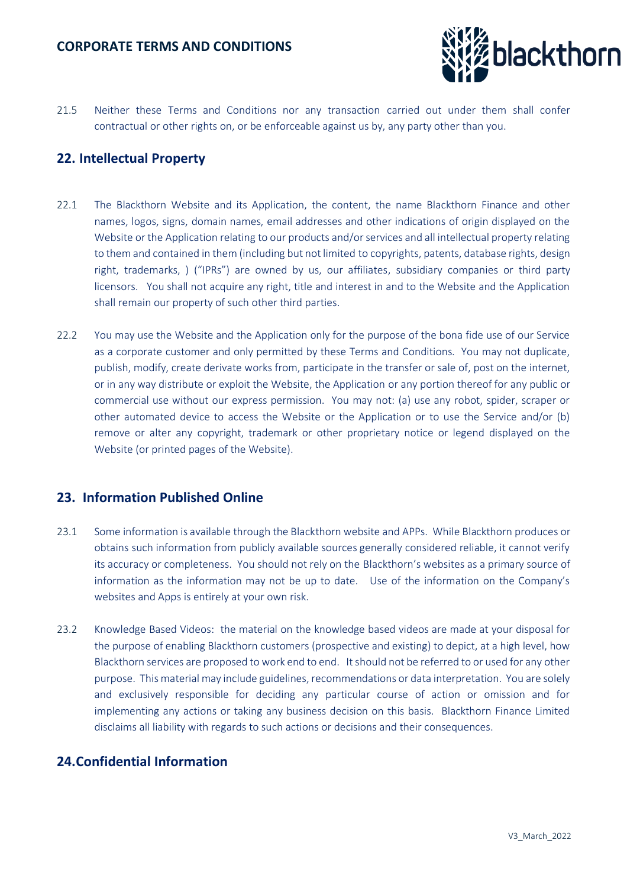21.5 Neither these Terms and Conditions nor any transaction carried out under them shall confer contractual or other rights on, or be enforceable against us by, any party other than you.

## 22. Intellectual Property

22.1 The Blackthorn Website and its Application, the content, the name Blackthorn Finance and other names, logos, signs, domain names, email addresses and other indications of origin displayed on the Website or the Application relating to our products and/or services and all intellectual property relating to them and contained in them (including but not limited to copyrights, patents, database rights, design right, trademarks, ) ("IPRs") are owned by us, our affiliates, subsidiary companies or third party licensors. You shall not acquire any right, title and interest in and to the Website and the Application shall remain our property of such other third parties.

22.2 You may use the Website and the Application only for the purpose of the bona fide use of our Service as a corporate customer and only permitted by these Terms and Conditions. You may not duplicate, publish, modify, create derivate works from, participate in the transfer or sale of, post on the internet, or in any way distribute or exploit the Website, the Application or any portion thereof for any public or commercial use without our express permission. You may not: (a) use any robot, spider, scraper or other automated device to access the Website or the Application or to use the Service and/or (b) remove or alter any copyright, trademark or other proprietary notice or legend displayed on the Website (or printed pages of the Website).

## 23. Information Published Online

23.1 Some information is available through the Blackthorn website and APPs. While Blackthorn produces or obtains such information from publicly available sources generally considered reliable, it cannot verify its accuracy or completeness. You should not rely on the Blackthorn's websites as a primary source of information as the information may not be up to date. Use of the information on the Company's websites and Apps is entirely at your own risk.

23.2 Knowledge Based Videos: the material on the knowledge based videos are made at your disposal for the purpose of enabling Blackthorn customers (prospective and existing) to depict, at a high level, how Blackthorn services are proposed to work end to end. It should not be referred to or used for any other purpose. This material may include guidelines, recommendations or data interpretation. You are solely and exclusively responsible for deciding any particular course of action or omission and for implementing any actions or taking any business decision on this basis. Blackthorn Finance Limited disclaims all liability with regards to such actions or decisions and their consequences.

## 24. Confidential Information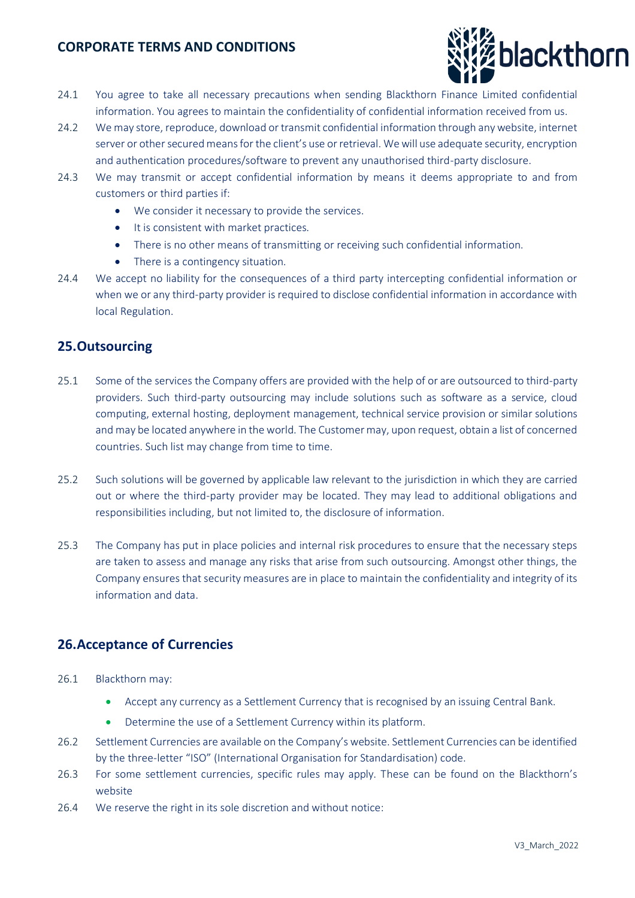24.1 You agree to take all necessary precautions when sending Blackthorn Finance Limited confidential information. You agrees to maintain the confidentiality of confidential information received from us.

24.2 We may store, reproduce, download or transmit confidential information through any website, internet server or other secured means for the client's use or retrieval. We will use adequate security, encryption and authentication procedures/software to prevent any unauthorised third-party disclosure.

24.3 We may transmit or accept confidential information by means it deems appropriate to and from customers or third parties if:

- We consider it necessary to provide the services.
- It is consistent with market practices.
- There is no other means of transmitting or receiving such confidential information.
- There is a contingency situation.

24.4 We accept no liability for the consequences of a third party intercepting confidential information or when we or any third-party provider is required to disclose confidential information in accordance with local Regulation.

## 25.Outsourcing

25.1 Some of the services the Company offers are provided with the help of or are outsourced to third-party providers. Such third-party outsourcing may include solutions such as software as a service, cloud computing, external hosting, deployment management, technical service provision or similar solutions and may be located anywhere in the world. The Customer may, upon request, obtain a list of concerned countries. Such list may change from time to time.

25.2 Such solutions will be governed by applicable law relevant to the jurisdiction in which they are carried out or where the third-party provider may be located. They may lead to additional obligations and responsibilities including, but not limited to, the disclosure of information.

25.3 The Company has put in place policies and internal risk procedures to ensure that the necessary steps are taken to assess and manage any risks that arise from such outsourcing. Amongst other things, the Company ensures that security measures are in place to maintain the confidentiality and integrity of its information and data.

## 26.Acceptance of Currencies

26.1 Blackthorn may:

- Accept any currency as a Settlement Currency that is recognised by an issuing Central Bank.
- Determine the use of a Settlement Currency within its platform.

26.2 Settlement Currencies are available on the Company's website. Settlement Currencies can be identified by the three-letter "ISO" (International Organisation for Standardisation) code.

26.3 For some settlement currencies, specific rules may apply. These can be found on the Blackthorn's website

26.4 We reserve the right in its sole discretion and without notice: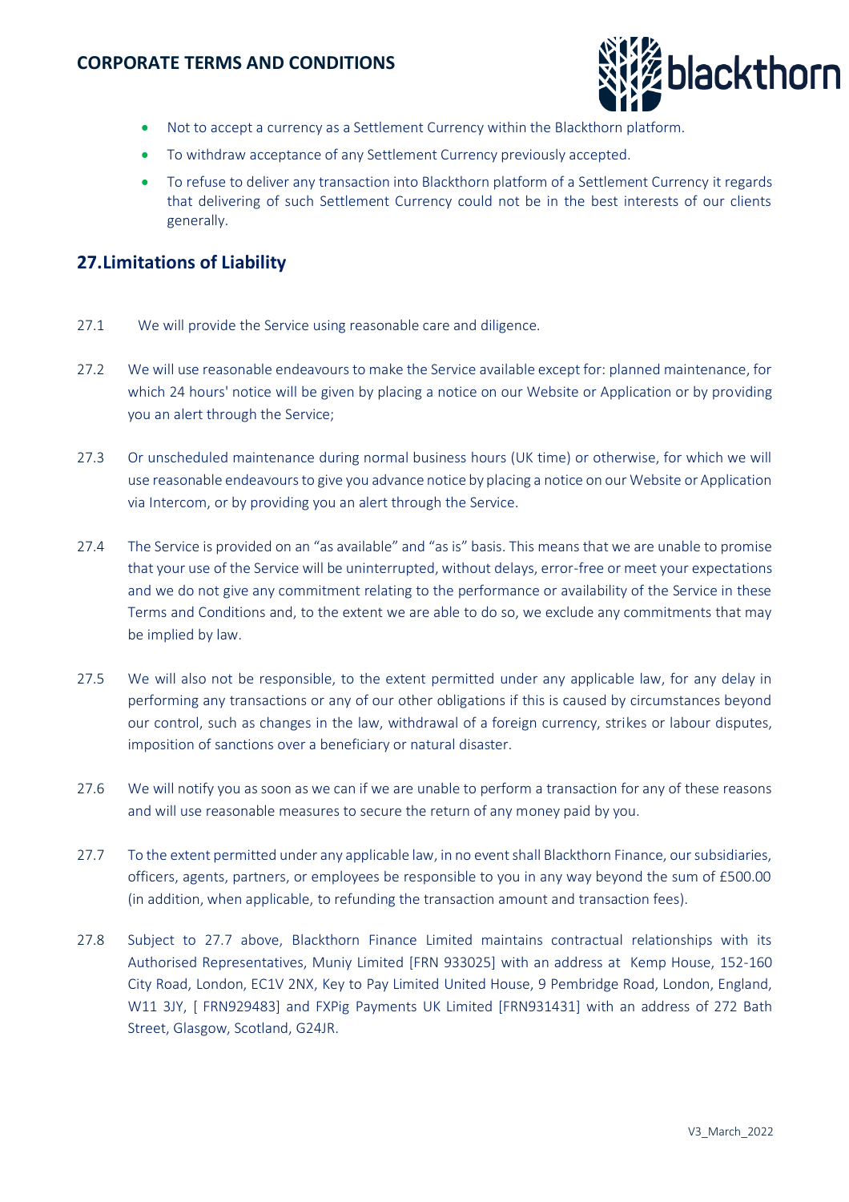- Not to accept a currency as a Settlement Currency within the Blackthorn platform.
- To withdraw acceptance of any Settlement Currency previously accepted.
- To refuse to deliver any transaction into Blackthorn platform of a Settlement Currency it regards that delivering of such Settlement Currency could not be in the best interests of our clients generally.

## 27. Limitations of Liability

27.1 We will provide the Service using reasonable care and diligence.

27.2 We will use reasonable endeavours to make the Service available except for: planned maintenance, for which 24 hours' notice will be given by placing a notice on our Website or Application or by providing you an alert through the Service;

27.3 Or unscheduled maintenance during normal business hours (UK time) or otherwise, for which we will use reasonable endeavours to give you advance notice by placing a notice on our Website or Application via Intercom, or by providing you an alert through the Service.

27.4 The Service is provided on an "as available" and "as is" basis. This means that we are unable to promise that your use of the Service will be uninterrupted, without delays, error-free or meet your expectations and we do not give any commitment relating to the performance or availability of the Service in these Terms and Conditions and, to the extent we are able to do so, we exclude any commitments that may be implied by law.

27.5 We will also not be responsible, to the extent permitted under any applicable law, for any delay in performing any transactions or any of our other obligations if this is caused by circumstances beyond our control, such as changes in the law, withdrawal of a foreign currency, strikes or labour disputes, imposition of sanctions over a beneficiary or natural disaster.

27.6 We will notify you as soon as we can if we are unable to perform a transaction for any of these reasons and will use reasonable measures to secure the return of any money paid by you.

27.7 To the extent permitted under any applicable law, in no event shall Blackthorn Finance, our subsidiaries, officers, agents, partners, or employees be responsible to you in any way beyond the sum of £500.00 (in addition, when applicable, to refunding the transaction amount and transaction fees).

27.8 Subject to 27.7 above, Blackthorn Finance Limited maintains contractual relationships with its Authorised Representatives, Muniy Limited [FRN 933025] with an address at Kemp House, 152-160 City Road, London, EC1V 2NX, Key to Pay Limited United House, 9 Pembridge Road, London, England, W11 3JY, [ FRN929483] and FXPig Payments UK Limited [FRN931431] with an address of 272 Bath Street, Glasgow, Scotland, G24JR.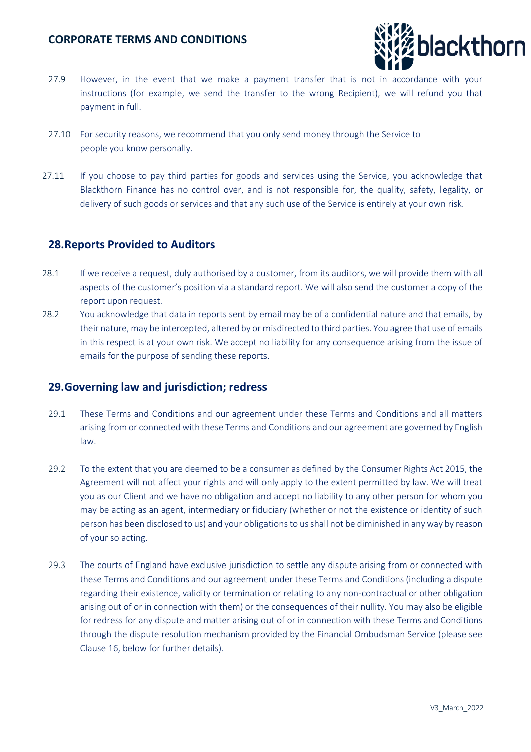27.9 However, in the event that we make a payment transfer that is not in accordance with your instructions (for example, we send the transfer to the wrong Recipient), we will refund you that payment in full.

27.10 For security reasons, we recommend that you only send money through the Service to people you know personally.

27.11 If you choose to pay third parties for goods and services using the Service, you acknowledge that Blackthorn Finance has no control over, and is not responsible for, the quality, safety, legality, or delivery of such goods or services and that any such use of the Service is entirely at your own risk.

## 28. Reports Provided to Auditors

28.1 If we receive a request, duly authorised by a customer, from its auditors, we will provide them with all aspects of the customer's position via a standard report. We will also send the customer a copy of the report upon request.

28.2 You acknowledge that data in reports sent by email may be of a confidential nature and that emails, by their nature, may be intercepted, altered by or misdirected to third parties. You agree that use of emails in this respect is at your own risk. We accept no liability for any consequence arising from the issue of emails for the purpose of sending these reports.

## 29. Governing law and jurisdiction; redress

29.1 These Terms and Conditions and our agreement under these Terms and Conditions and all matters arising from or connected with these Terms and Conditions and our agreement are governed by English law.

29.2 To the extent that you are deemed to be a consumer as defined by the Consumer Rights Act 2015, the Agreement will not affect your rights and will only apply to the extent permitted by law. We will treat you as our Client and we have no obligation and accept no liability to any other person for whom you may be acting as an agent, intermediary or fiduciary (whether or not the existence or identity of such person has been disclosed to us) and your obligations to us shall not be diminished in any way by reason of your so acting.

29.3 The courts of England have exclusive jurisdiction to settle any dispute arising from or connected with these Terms and Conditions and our agreement under these Terms and Conditions (including a dispute regarding their existence, validity or termination or relating to any non-contractual or other obligation arising out of or in connection with them) or the consequences of their nullity. You may also be eligible for redress for any dispute and matter arising out of or in connection with these Terms and Conditions through the dispute resolution mechanism provided by the Financial Ombudsman Service (please see Clause 16, below for further details).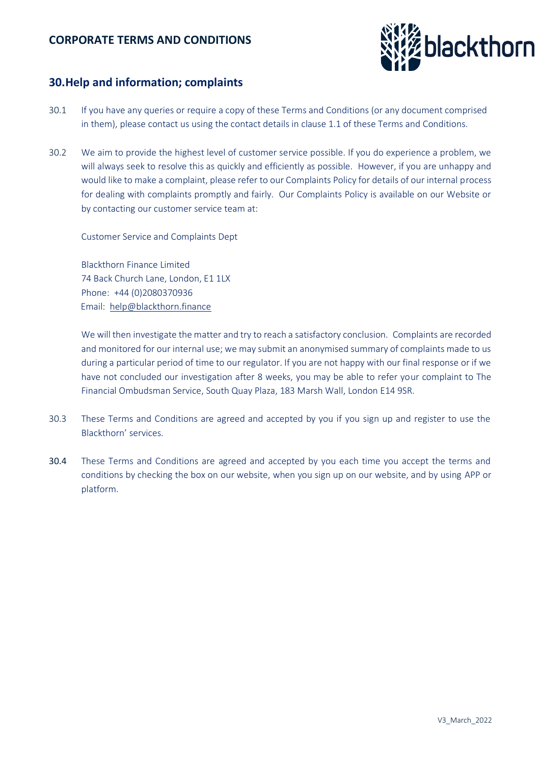## 30. Help and information; complaints

30.1 If you have any queries or require a copy of these Terms and Conditions (or any document comprised in them), please contact us using the contact details in clause 1.1 of these Terms and Conditions.

30.2 We aim to provide the highest level of customer service possible. If you do experience a problem, we will always seek to resolve this as quickly and efficiently as possible. However, if you are unhappy and would like to make a complaint, please refer to our Complaints Policy for details of our internal process for dealing with complaints promptly and fairly. Our Complaints Policy is available on our Website or by contacting our customer service team at:

Customer Service and Complaints Dept

Blackthorn Finance Limited
74 Back Church Lane, London, E1 1LX
Phone: +44 (0)2080370936
Email: help@blackthorn.finance

We will then investigate the matter and try to reach a satisfactory conclusion. Complaints are recorded and monitored for our internal use; we may submit an anonymised summary of complaints made to us during a particular period of time to our regulator. If you are not happy with our final response or if we have not concluded our investigation after 8 weeks, you may be able to refer your complaint to The Financial Ombudsman Service, South Quay Plaza, 183 Marsh Wall, London E14 9SR.

30.3 These Terms and Conditions are agreed and accepted by you if you sign up and register to use the Blackthorn' services.

30.4 These Terms and Conditions are agreed and accepted by you each time you accept the terms and conditions by checking the box on our website, when you sign up on our website, and by using APP or platform.